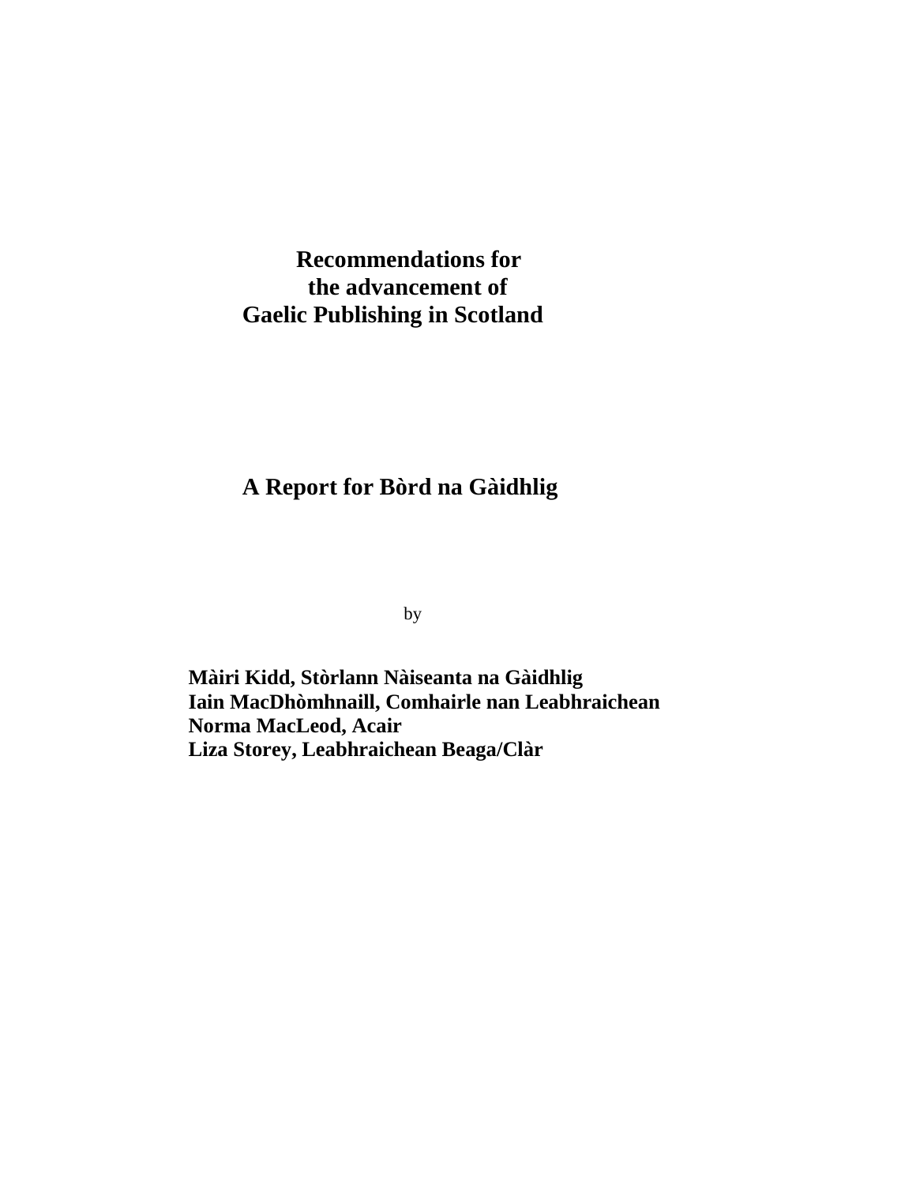# Recommendations for the advancement of Gaelic Publishing in Scotland

## A Report for Bòrd na Gàidhlig

by

**Màiri Kidd, Stòrlann Nàiseanta na Gàidhlig**
**Iain MacDhòmhnaill, Comhairle nan Leabhraichean**
**Norma MacLeod, Acair**
**Liza Storey, Leabhraichean Beaga/Clàr**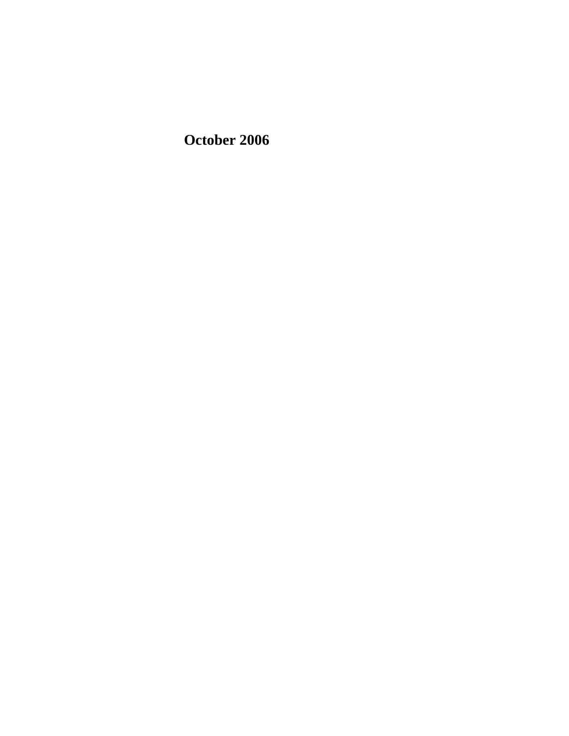**October 2006**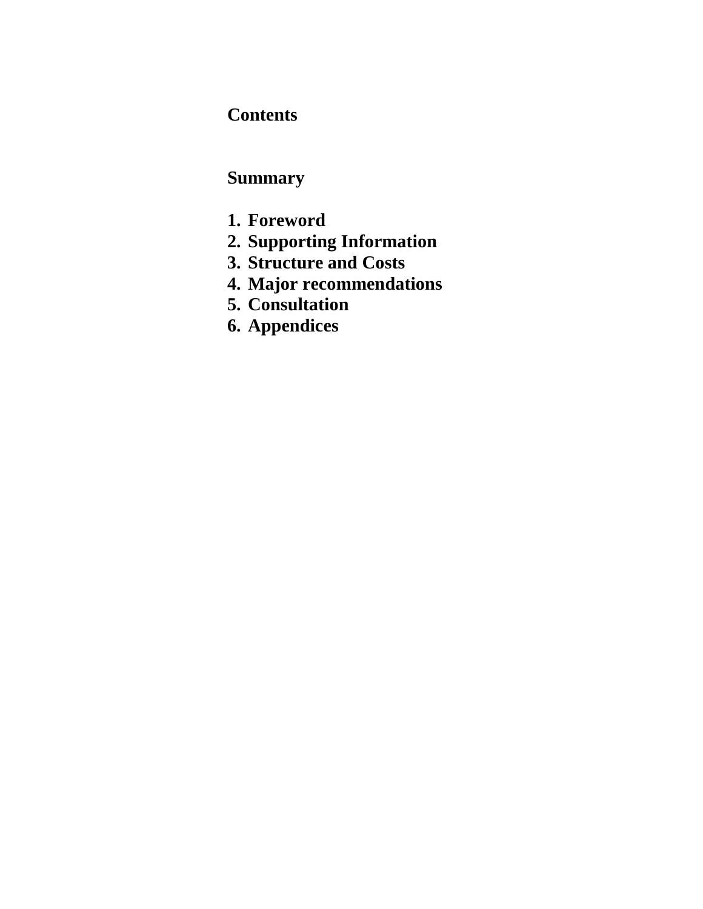# Contents

**Summary**

1. **Foreword**
2. **Supporting Information**
3. **Structure and Costs**
4. **Major recommendations**
5. **Consultation**
6. **Appendices**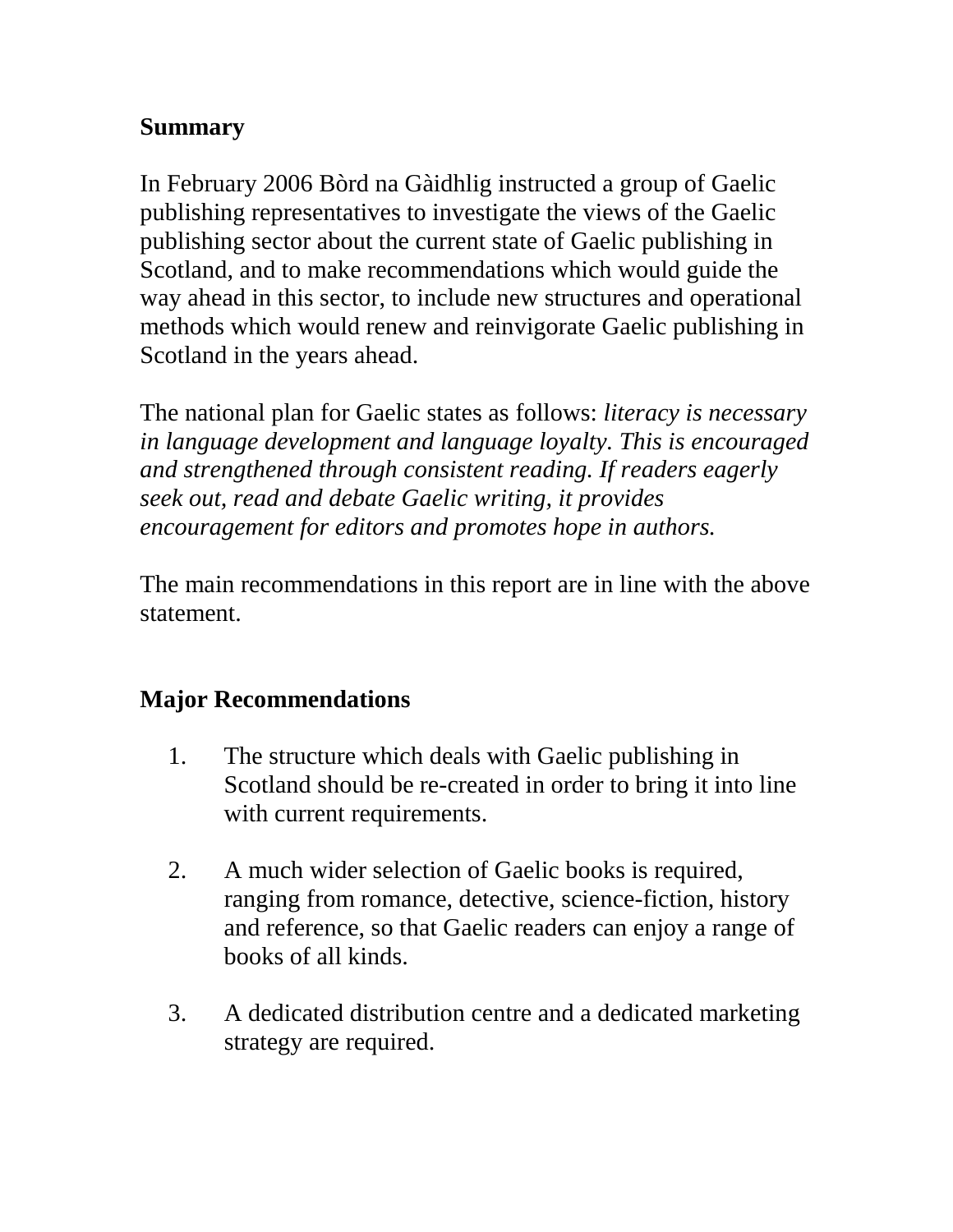## Summary

In February 2006 Bòrd na Gàidhlig instructed a group of Gaelic publishing representatives to investigate the views of the Gaelic publishing sector about the current state of Gaelic publishing in Scotland, and to make recommendations which would guide the way ahead in this sector, to include new structures and operational methods which would renew and reinvigorate Gaelic publishing in Scotland in the years ahead.

The national plan for Gaelic states as follows: *literacy is necessary in language development and language loyalty. This is encouraged and strengthened through consistent reading. If readers eagerly seek out, read and debate Gaelic writing, it provides encouragement for editors and promotes hope in authors.*

The main recommendations in this report are in line with the above statement.

## Major Recommendations

1. The structure which deals with Gaelic publishing in Scotland should be re-created in order to bring it into line with current requirements.

2. A much wider selection of Gaelic books is required, ranging from romance, detective, science-fiction, history and reference, so that Gaelic readers can enjoy a range of books of all kinds.

3. A dedicated distribution centre and a dedicated marketing strategy are required.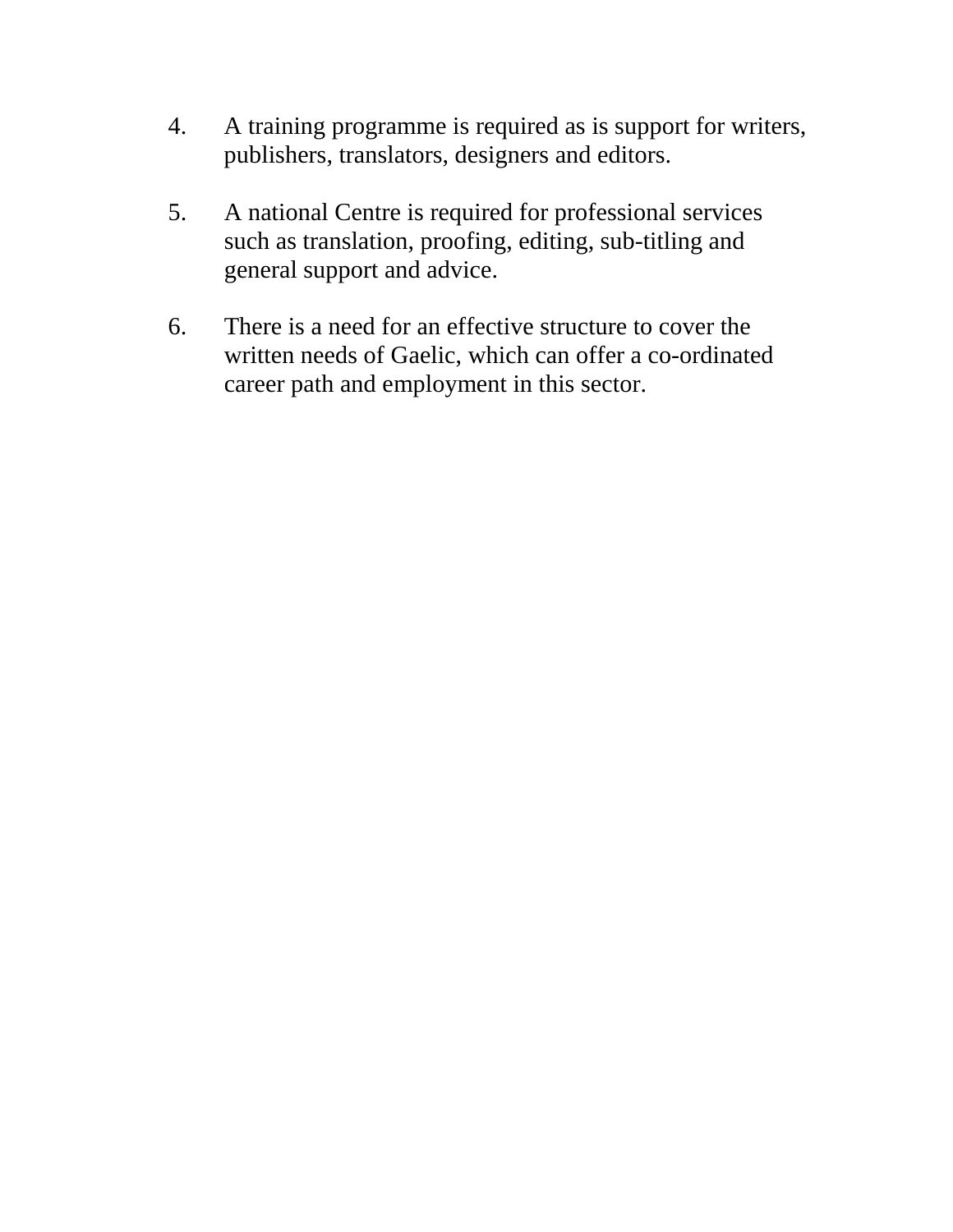4. A training programme is required as is support for writers, publishers, translators, designers and editors.

5. A national Centre is required for professional services such as translation, proofing, editing, sub-titling and general support and advice.

6. There is a need for an effective structure to cover the written needs of Gaelic, which can offer a co-ordinated career path and employment in this sector.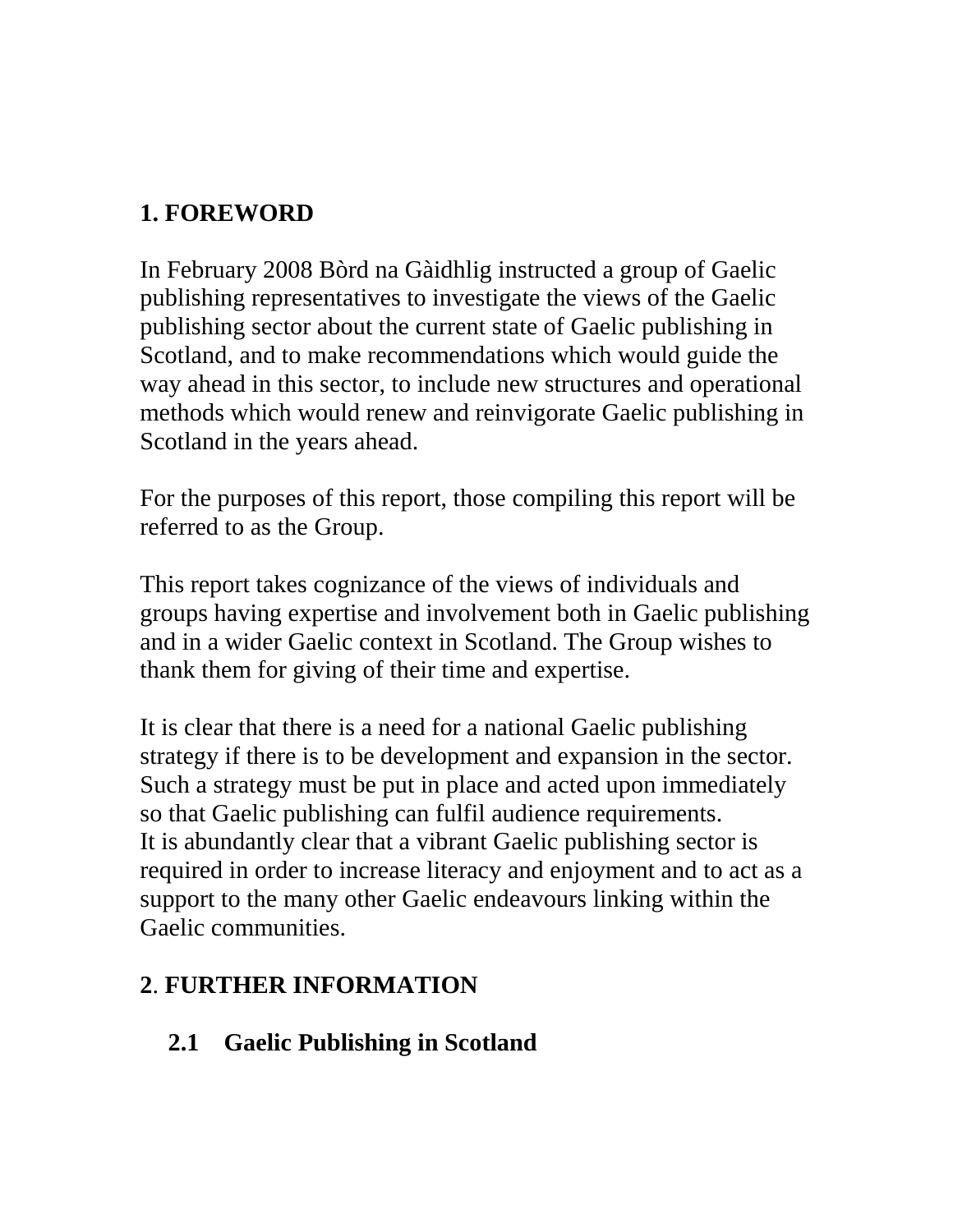## 1. FOREWORD

In February 2008 Bòrd na Gàidhlig instructed a group of Gaelic publishing representatives to investigate the views of the Gaelic publishing sector about the current state of Gaelic publishing in Scotland, and to make recommendations which would guide the way ahead in this sector, to include new structures and operational methods which would renew and reinvigorate Gaelic publishing in Scotland in the years ahead.

For the purposes of this report, those compiling this report will be referred to as the Group.

This report takes cognizance of the views of individuals and groups having expertise and involvement both in Gaelic publishing and in a wider Gaelic context in Scotland. The Group wishes to thank them for giving of their time and expertise.

It is clear that there is a need for a national Gaelic publishing strategy if there is to be development and expansion in the sector. Such a strategy must be put in place and acted upon immediately so that Gaelic publishing can fulfil audience requirements.
It is abundantly clear that a vibrant Gaelic publishing sector is required in order to increase literacy and enjoyment and to act as a support to the many other Gaelic endeavours linking within the Gaelic communities.

## 2. FURTHER INFORMATION

### 2.1 Gaelic Publishing in Scotland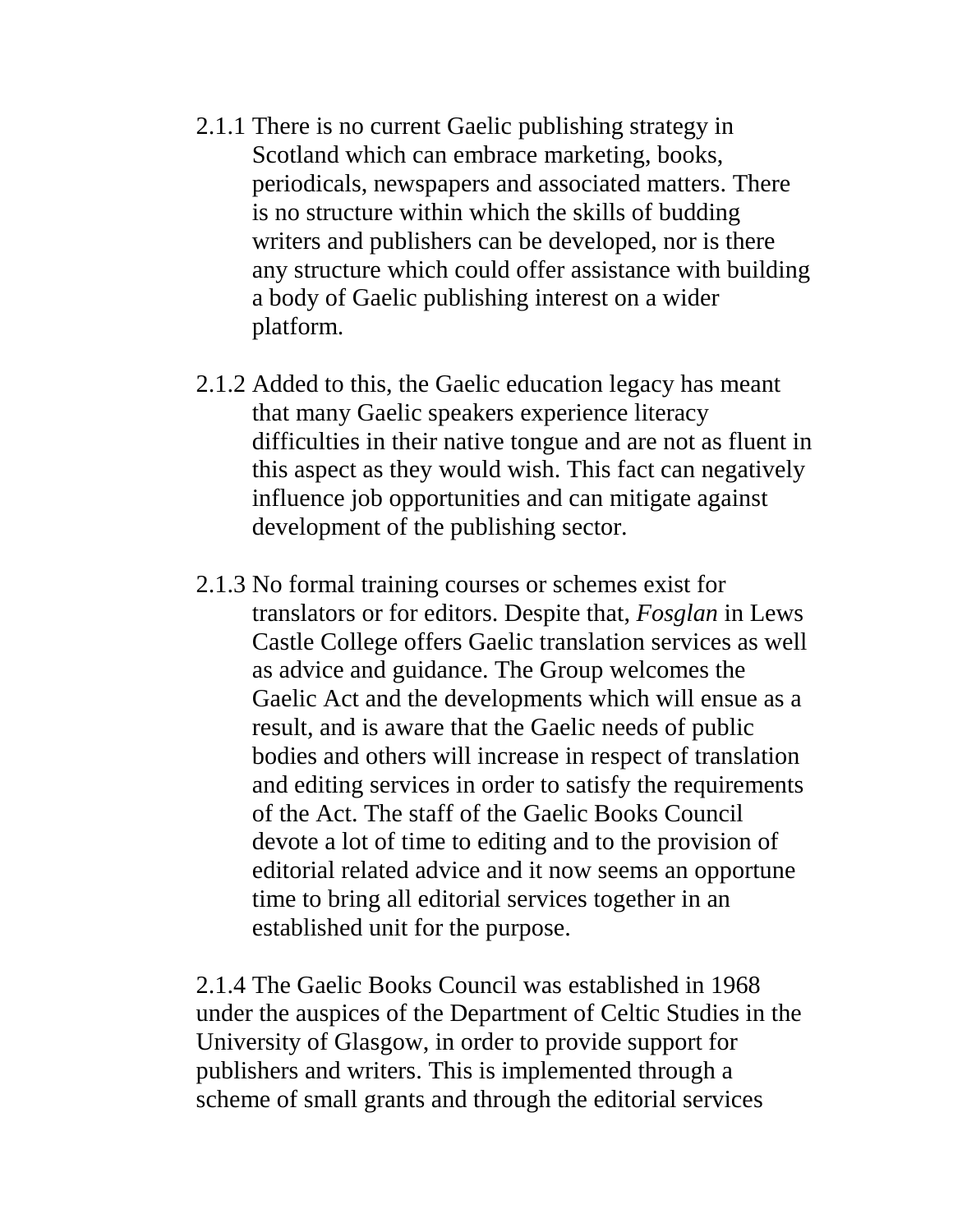2.1.1 There is no current Gaelic publishing strategy in Scotland which can embrace marketing, books, periodicals, newspapers and associated matters. There is no structure within which the skills of budding writers and publishers can be developed, nor is there any structure which could offer assistance with building a body of Gaelic publishing interest on a wider platform.

2.1.2 Added to this, the Gaelic education legacy has meant that many Gaelic speakers experience literacy difficulties in their native tongue and are not as fluent in this aspect as they would wish. This fact can negatively influence job opportunities and can mitigate against development of the publishing sector.

2.1.3 No formal training courses or schemes exist for translators or for editors. Despite that, *Fosglan* in Lews Castle College offers Gaelic translation services as well as advice and guidance. The Group welcomes the Gaelic Act and the developments which will ensue as a result, and is aware that the Gaelic needs of public bodies and others will increase in respect of translation and editing services in order to satisfy the requirements of the Act. The staff of the Gaelic Books Council devote a lot of time to editing and to the provision of editorial related advice and it now seems an opportune time to bring all editorial services together in an established unit for the purpose.

2.1.4 The Gaelic Books Council was established in 1968 under the auspices of the Department of Celtic Studies in the University of Glasgow, in order to provide support for publishers and writers. This is implemented through a scheme of small grants and through the editorial services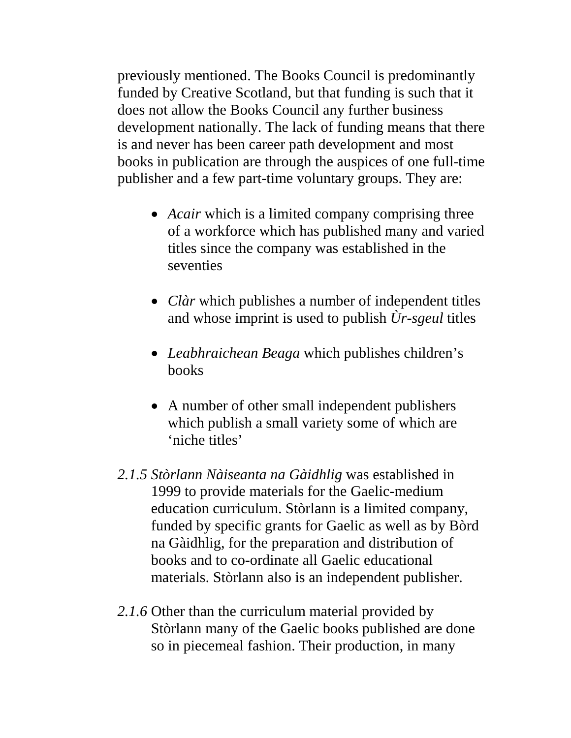previously mentioned. The Books Council is predominantly funded by Creative Scotland, but that funding is such that it does not allow the Books Council any further business development nationally. The lack of funding means that there is and never has been career path development and most books in publication are through the auspices of one full-time publisher and a few part-time voluntary groups. They are:

- *Acair* which is a limited company comprising three of a workforce which has published many and varied titles since the company was established in the seventies

- *Clàr* which publishes a number of independent titles and whose imprint is used to publish *Ùr-sgeul* titles

- *Leabhraichean Beaga* which publishes children's books

- A number of other small independent publishers which publish a small variety some of which are 'niche titles'

*2.1.5* *Stòrlann Nàiseanta na Gàidhlig* was established in 1999 to provide materials for the Gaelic-medium education curriculum. Stòrlann is a limited company, funded by specific grants for Gaelic as well as by Bòrd na Gàidhlig, for the preparation and distribution of books and to co-ordinate all Gaelic educational materials. Stòrlann also is an independent publisher.

*2.1.6* Other than the curriculum material provided by Stòrlann many of the Gaelic books published are done so in piecemeal fashion. Their production, in many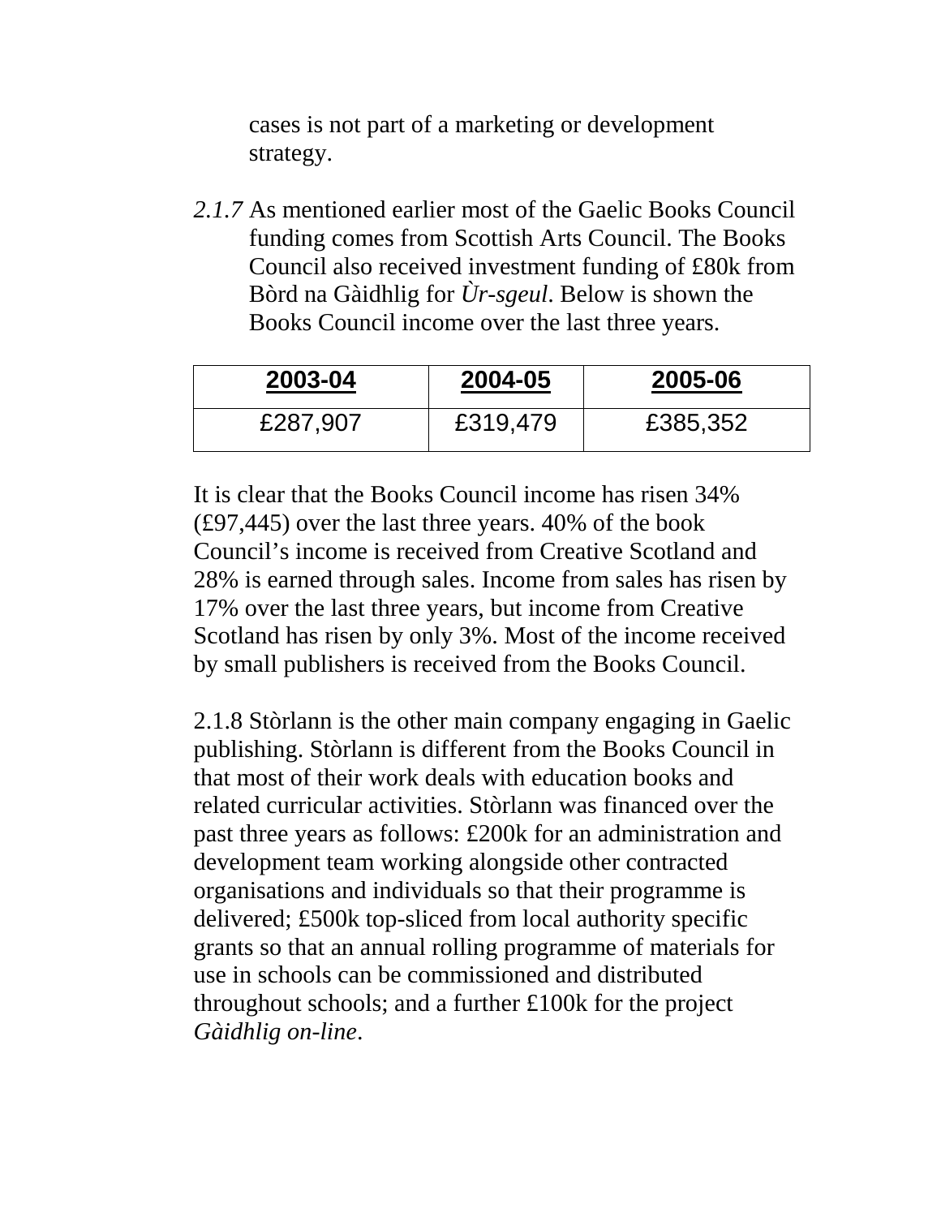cases is not part of a marketing or development strategy.

*2.1.7* As mentioned earlier most of the Gaelic Books Council funding comes from Scottish Arts Council. The Books Council also received investment funding of £80k from Bòrd na Gàidhlig for *Ùr-sgeul*. Below is shown the Books Council income over the last three years.

| **2003-04** | **2004-05** | **2005-06** |
|---|---|---|
| £287,907 | £319,479 | £385,352 |

It is clear that the Books Council income has risen 34% (£97,445) over the last three years. 40% of the book Council's income is received from Creative Scotland and 28% is earned through sales. Income from sales has risen by 17% over the last three years, but income from Creative Scotland has risen by only 3%. Most of the income received by small publishers is received from the Books Council.

2.1.8 Stòrlann is the other main company engaging in Gaelic publishing. Stòrlann is different from the Books Council in that most of their work deals with education books and related curricular activities. Stòrlann was financed over the past three years as follows: £200k for an administration and development team working alongside other contracted organisations and individuals so that their programme is delivered; £500k top-sliced from local authority specific grants so that an annual rolling programme of materials for use in schools can be commissioned and distributed throughout schools; and a further £100k for the project *Gàidhlig on-line*.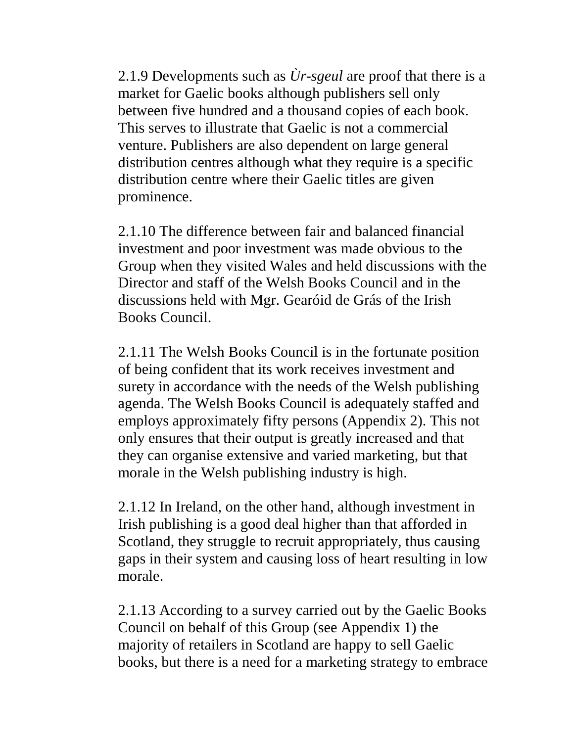2.1.9 Developments such as *Ùr-sgeul* are proof that there is a market for Gaelic books although publishers sell only between five hundred and a thousand copies of each book. This serves to illustrate that Gaelic is not a commercial venture. Publishers are also dependent on large general distribution centres although what they require is a specific distribution centre where their Gaelic titles are given prominence.

2.1.10 The difference between fair and balanced financial investment and poor investment was made obvious to the Group when they visited Wales and held discussions with the Director and staff of the Welsh Books Council and in the discussions held with Mgr. Gearóid de Grás of the Irish Books Council.

2.1.11 The Welsh Books Council is in the fortunate position of being confident that its work receives investment and surety in accordance with the needs of the Welsh publishing agenda. The Welsh Books Council is adequately staffed and employs approximately fifty persons (Appendix 2). This not only ensures that their output is greatly increased and that they can organise extensive and varied marketing, but that morale in the Welsh publishing industry is high.

2.1.12 In Ireland, on the other hand, although investment in Irish publishing is a good deal higher than that afforded in Scotland, they struggle to recruit appropriately, thus causing gaps in their system and causing loss of heart resulting in low morale.

2.1.13 According to a survey carried out by the Gaelic Books Council on behalf of this Group (see Appendix 1) the majority of retailers in Scotland are happy to sell Gaelic books, but there is a need for a marketing strategy to embrace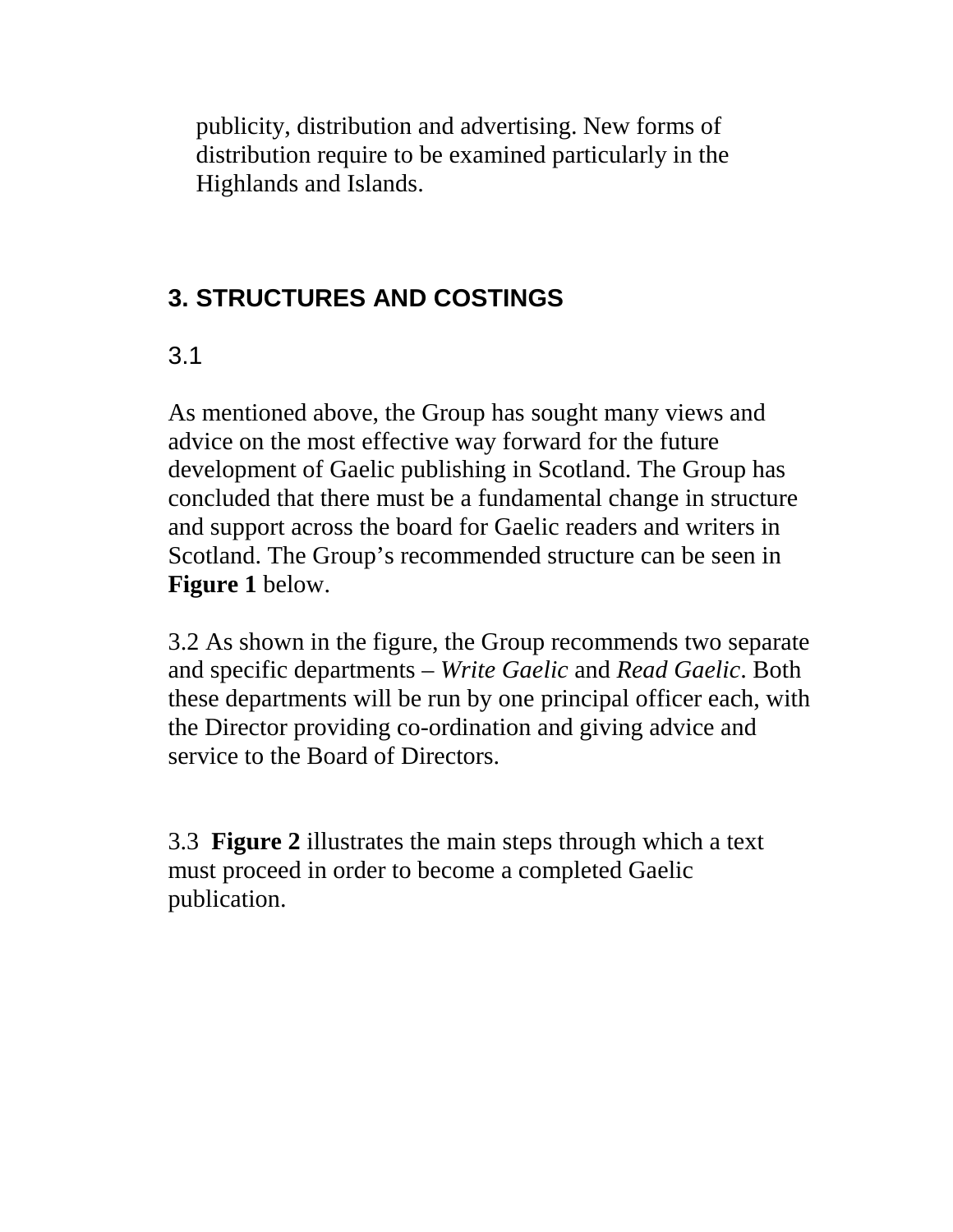publicity, distribution and advertising. New forms of distribution require to be examined particularly in the Highlands and Islands.

## 3. STRUCTURES AND COSTINGS

3.1

As mentioned above, the Group has sought many views and advice on the most effective way forward for the future development of Gaelic publishing in Scotland. The Group has concluded that there must be a fundamental change in structure and support across the board for Gaelic readers and writers in Scotland. The Group's recommended structure can be seen in **Figure 1** below.

3.2 As shown in the figure, the Group recommends two separate and specific departments – *Write Gaelic* and *Read Gaelic*. Both these departments will be run by one principal officer each, with the Director providing co-ordination and giving advice and service to the Board of Directors.

3.3 **Figure 2** illustrates the main steps through which a text must proceed in order to become a completed Gaelic publication.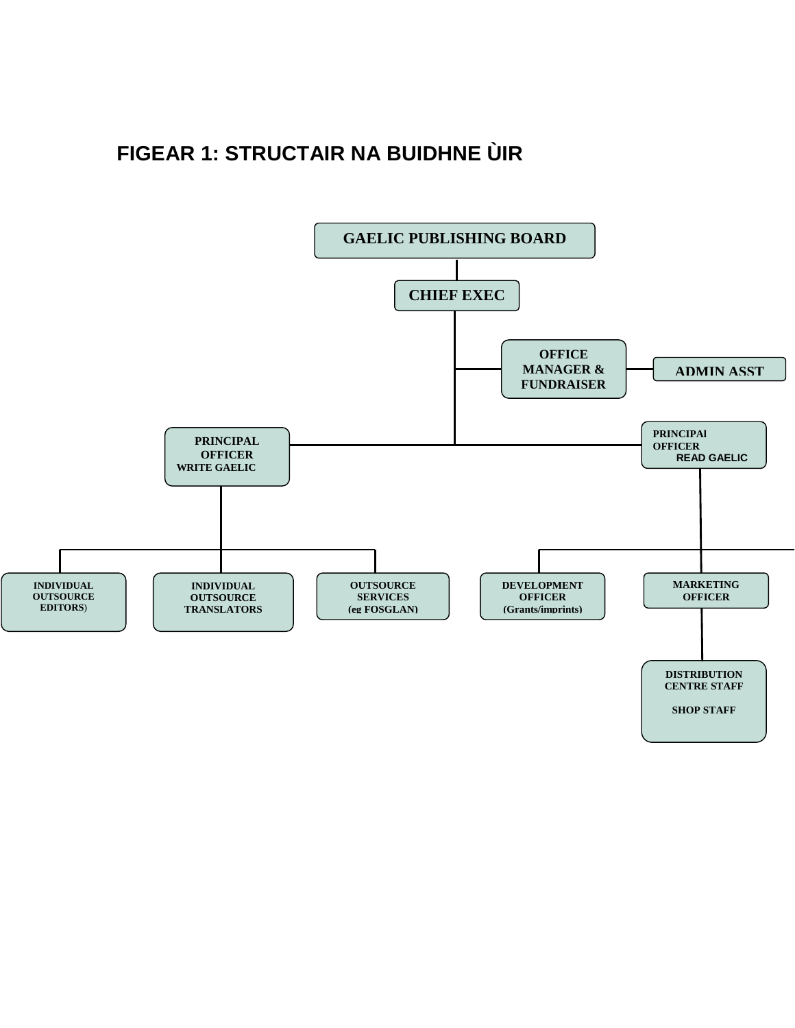# FIGEAR 1: STRUCTAIR NA BUIDHNE ÙIR

- **GAELIC PUBLISHING BOARD**
  - **CHIEF EXEC**
    - **OFFICE MANAGER & FUNDRAISER**
      - **ADMIN ASST**
    - **PRINCIPAL OFFICER WRITE GAELIC**
      - **INDIVIDUAL OUTSOURCE EDITORS)**
      - **INDIVIDUAL OUTSOURCE TRANSLATORS**
      - **OUTSOURCE SERVICES (eg FOSGLAN)**
    - **PRINCIPAl OFFICER READ GAELIC**
      - **DEVELOPMENT OFFICER (Grants/imprints)**
      - **MARKETING OFFICER**
        - **DISTRIBUTION CENTRE STAFF**
          **SHOP STAFF**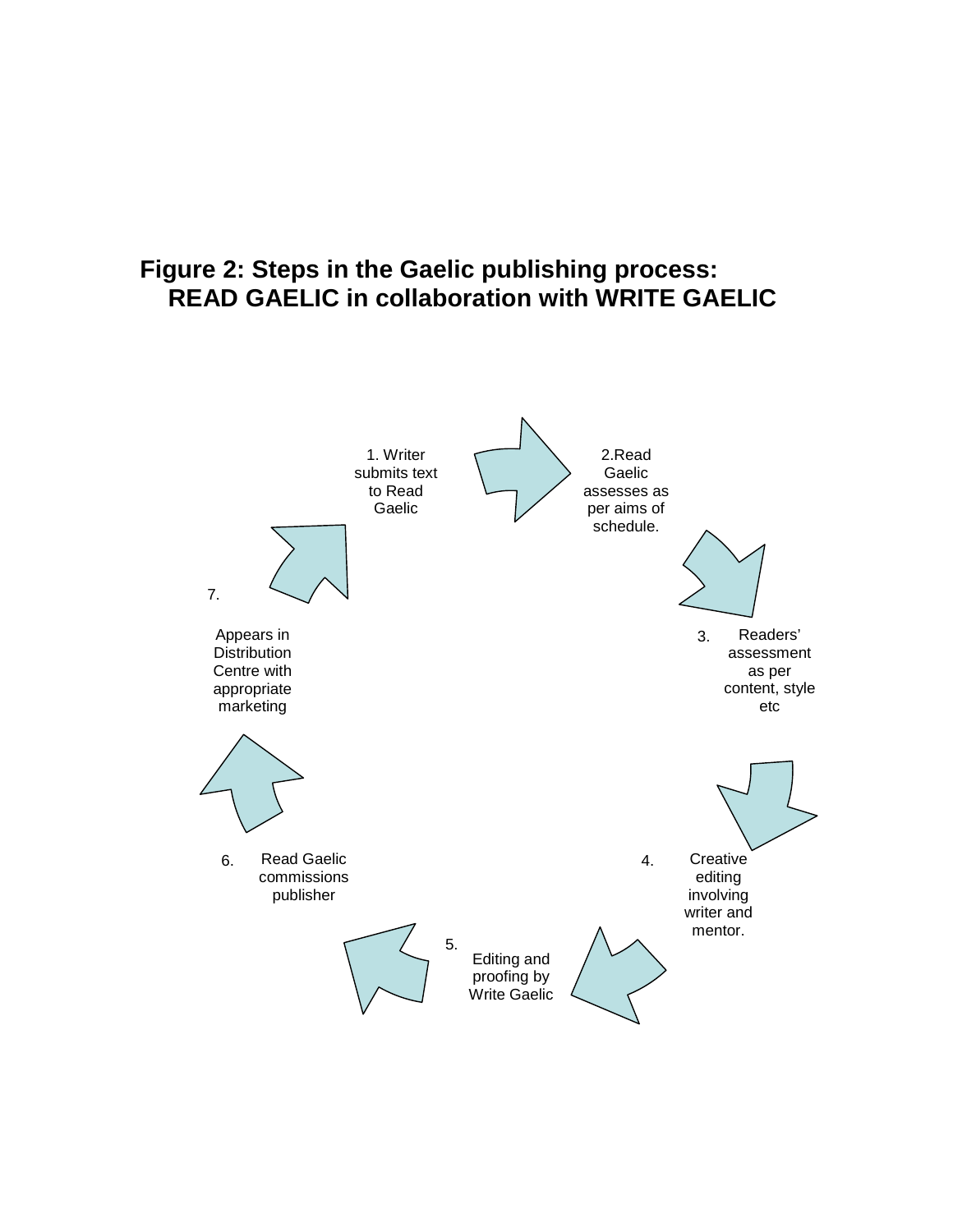**Figure 2: Steps in the Gaelic publishing process: READ GAELIC in collaboration with WRITE GAELIC**

1. Writer submits text to Read Gaelic

2. Read Gaelic assesses as per aims of schedule.

3. Readers' assessment as per content, style etc

4. Creative editing involving writer and mentor.

5. Editing and proofing by Write Gaelic

6. Read Gaelic commissions publisher

7. Appears in Distribution Centre with appropriate marketing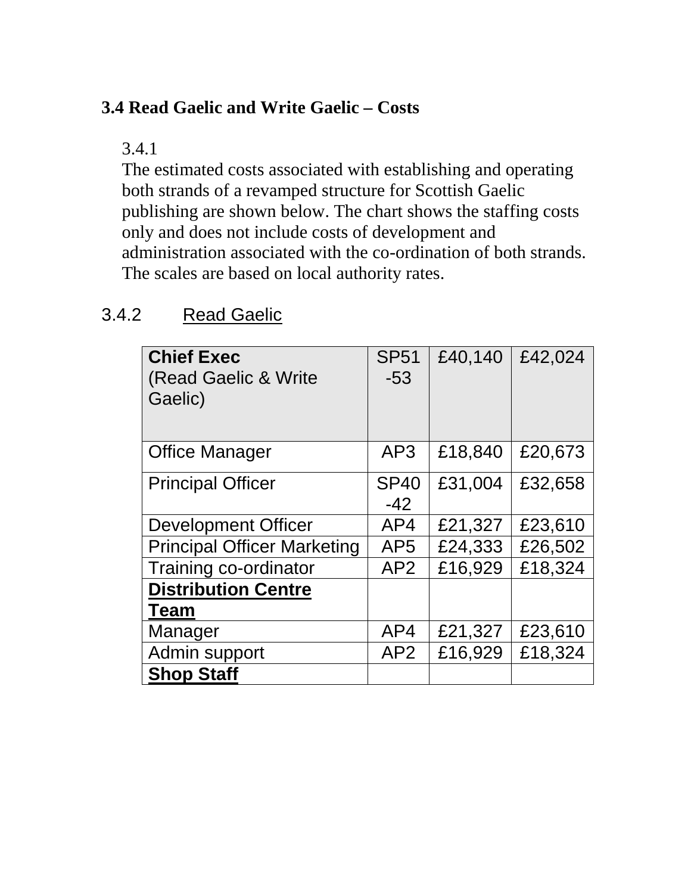### 3.4 Read Gaelic and Write Gaelic – Costs

3.4.1
The estimated costs associated with establishing and operating both strands of a revamped structure for Scottish Gaelic publishing are shown below. The chart shows the staffing costs only and does not include costs of development and administration associated with the co-ordination of both strands. The scales are based on local authority rates.

3.4.2 Read Gaelic

| **Chief Exec** (Read Gaelic & Write Gaelic) | SP51-53 | £40,140 | £42,024 |
|---|---|---|---|
| Office Manager | AP3 | £18,840 | £20,673 |
| Principal Officer | SP40-42 | £31,004 | £32,658 |
| Development Officer | AP4 | £21,327 | £23,610 |
| Principal Officer Marketing | AP5 | £24,333 | £26,502 |
| Training co-ordinator | AP2 | £16,929 | £18,324 |
| **Distribution Centre Team** | | | |
| Manager | AP4 | £21,327 | £23,610 |
| Admin support | AP2 | £16,929 | £18,324 |
| **Shop Staff** | | | |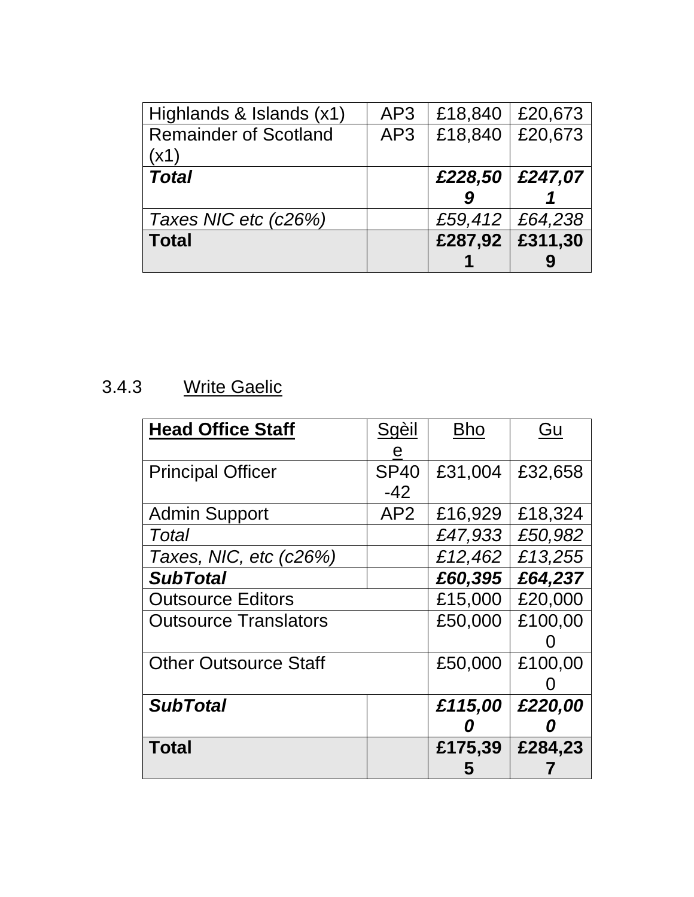| Highlands & Islands (x1) | AP3 | £18,840 | £20,673 |
|---|---|---|---|
| Remainder of Scotland (x1) | AP3 | £18,840 | £20,673 |
| ***Total*** | | ***£228,509*** | ***£247,071*** |
| *Taxes NIC etc (c26%)* | | *£59,412* | *£64,238* |
| **Total** | | **£287,921** | **£311,309** |

3.4.3 Write Gaelic

| **Head Office Staff** | Sgèile | Bho | Gu |
|---|---|---|---|
| Principal Officer | SP40-42 | £31,004 | £32,658 |
| Admin Support | AP2 | £16,929 | £18,324 |
| *Total* | | *£47,933* | *£50,982* |
| *Taxes, NIC, etc (c26%)* | | *£12,462* | *£13,255* |
| ***SubTotal*** | | ***£60,395*** | ***£64,237*** |
| Outsource Editors | | £15,000 | £20,000 |
| Outsource Translators | | £50,000 | £100,000 |
| Other Outsource Staff | | £50,000 | £100,000 |
| ***SubTotal*** | | ***£115,000*** | ***£220,000*** |
| **Total** | | **£175,395** | **£284,237** |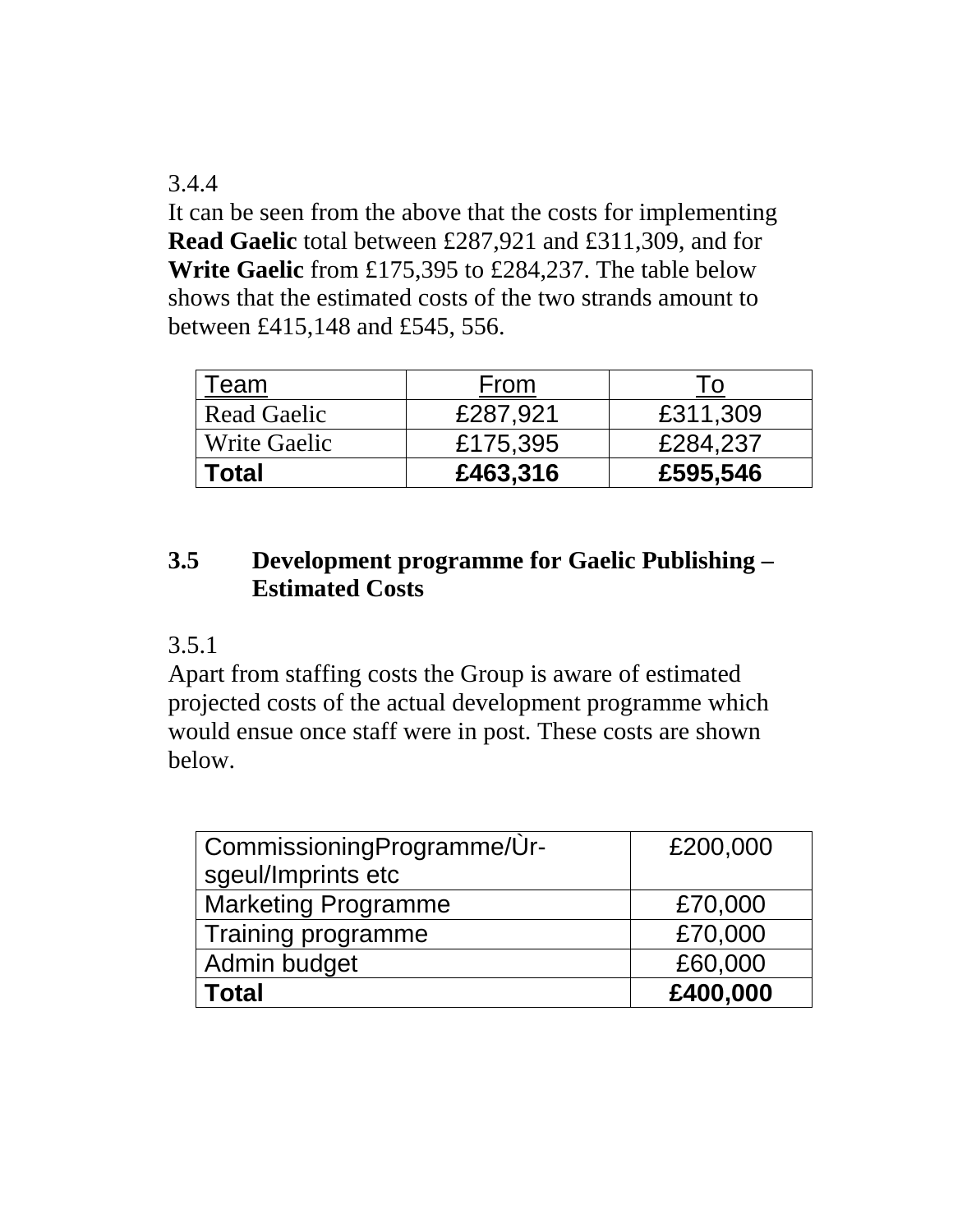3.4.4

It can be seen from the above that the costs for implementing **Read Gaelic** total between £287,921 and £311,309, and for **Write Gaelic** from £175,395 to £284,237. The table below shows that the estimated costs of the two strands amount to between £415,148 and £545, 556.

| Team | From | To |
|---|---|---|
| Read Gaelic | £287,921 | £311,309 |
| Write Gaelic | £175,395 | £284,237 |
| **Total** | **£463,316** | **£595,546** |

### 3.5 Development programme for Gaelic Publishing – Estimated Costs

3.5.1

Apart from staffing costs the Group is aware of estimated projected costs of the actual development programme which would ensue once staff were in post. These costs are shown below.

| | |
|---|---|
| CommissioningProgramme/Ùr-sgeul/Imprints etc | £200,000 |
| Marketing Programme | £70,000 |
| Training programme | £70,000 |
| Admin budget | £60,000 |
| **Total** | **£400,000** |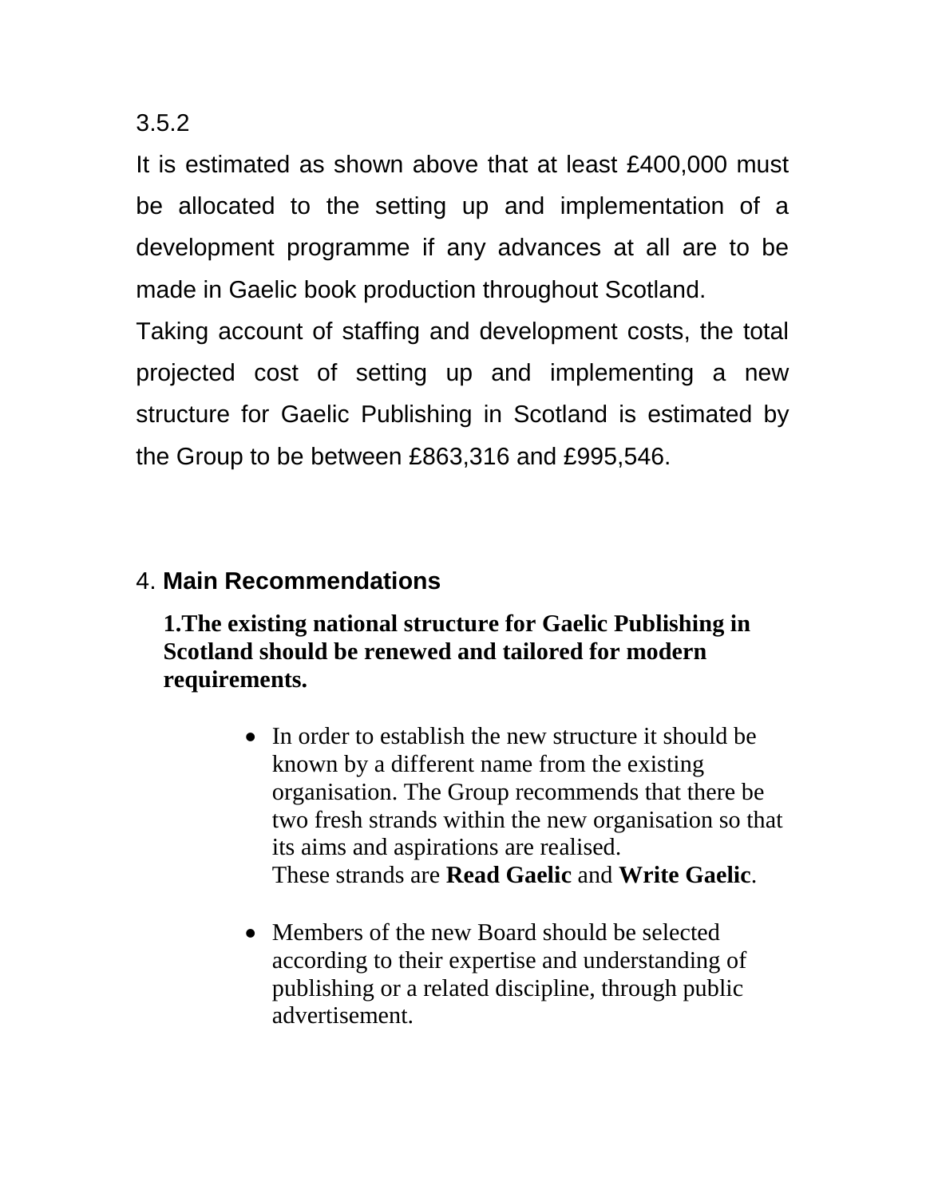3.5.2

It is estimated as shown above that at least £400,000 must be allocated to the setting up and implementation of a development programme if any advances at all are to be made in Gaelic book production throughout Scotland.

Taking account of staffing and development costs, the total projected cost of setting up and implementing a new structure for Gaelic Publishing in Scotland is estimated by the Group to be between £863,316 and £995,546.

## 4. Main Recommendations

**1.The existing national structure for Gaelic Publishing in Scotland should be renewed and tailored for modern requirements.**

- In order to establish the new structure it should be known by a different name from the existing organisation. The Group recommends that there be two fresh strands within the new organisation so that its aims and aspirations are realised.
  These strands are **Read Gaelic** and **Write Gaelic**.

- Members of the new Board should be selected according to their expertise and understanding of publishing or a related discipline, through public advertisement.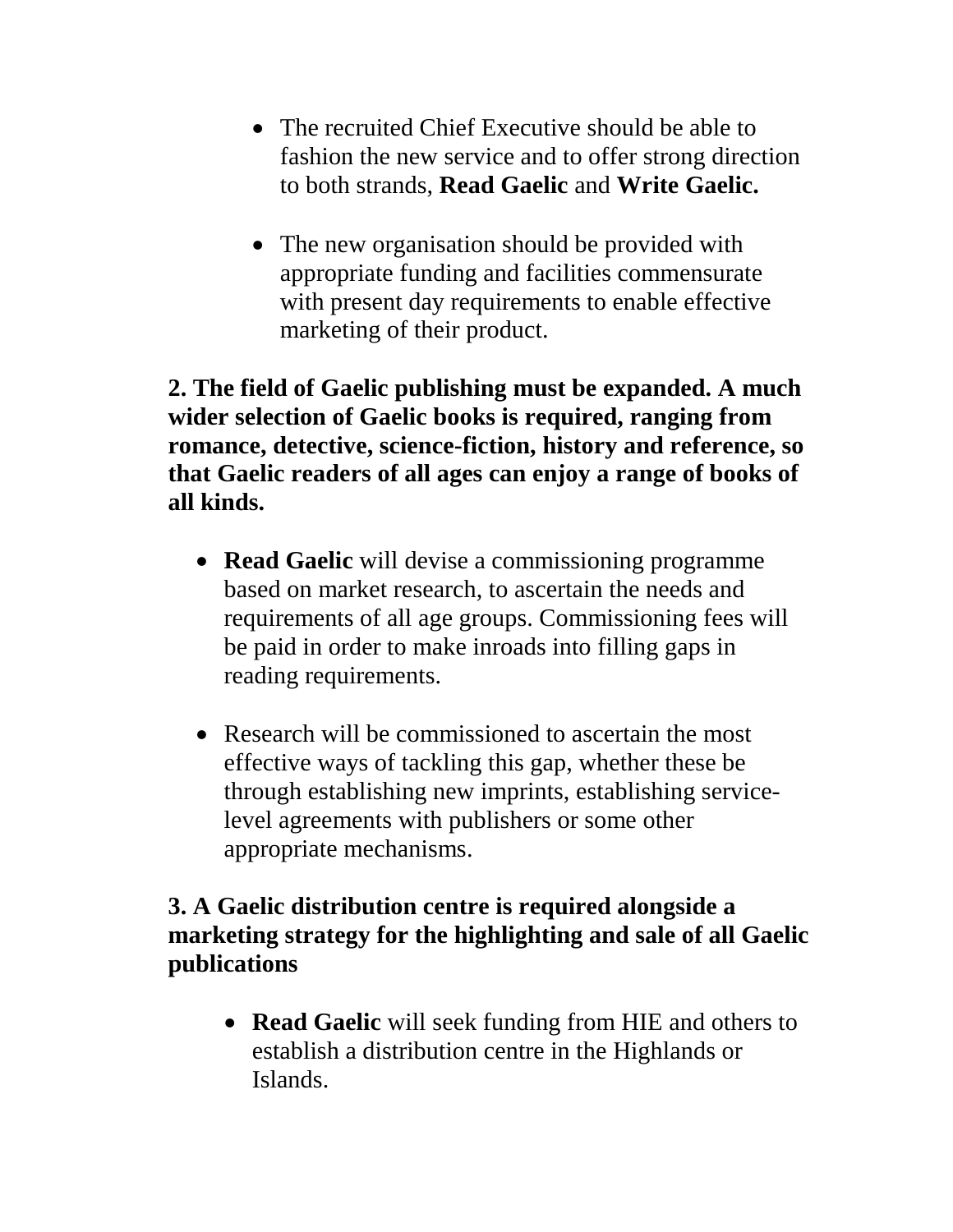- The recruited Chief Executive should be able to fashion the new service and to offer strong direction to both strands, **Read Gaelic** and **Write Gaelic.**

- The new organisation should be provided with appropriate funding and facilities commensurate with present day requirements to enable effective marketing of their product.

**2. The field of Gaelic publishing must be expanded. A much wider selection of Gaelic books is required, ranging from romance, detective, science-fiction, history and reference, so that Gaelic readers of all ages can enjoy a range of books of all kinds.**

- **Read Gaelic** will devise a commissioning programme based on market research, to ascertain the needs and requirements of all age groups. Commissioning fees will be paid in order to make inroads into filling gaps in reading requirements.

- Research will be commissioned to ascertain the most effective ways of tackling this gap, whether these be through establishing new imprints, establishing service-level agreements with publishers or some other appropriate mechanisms.

**3. A Gaelic distribution centre is required alongside a marketing strategy for the highlighting and sale of all Gaelic publications**

- **Read Gaelic** will seek funding from HIE and others to establish a distribution centre in the Highlands or Islands.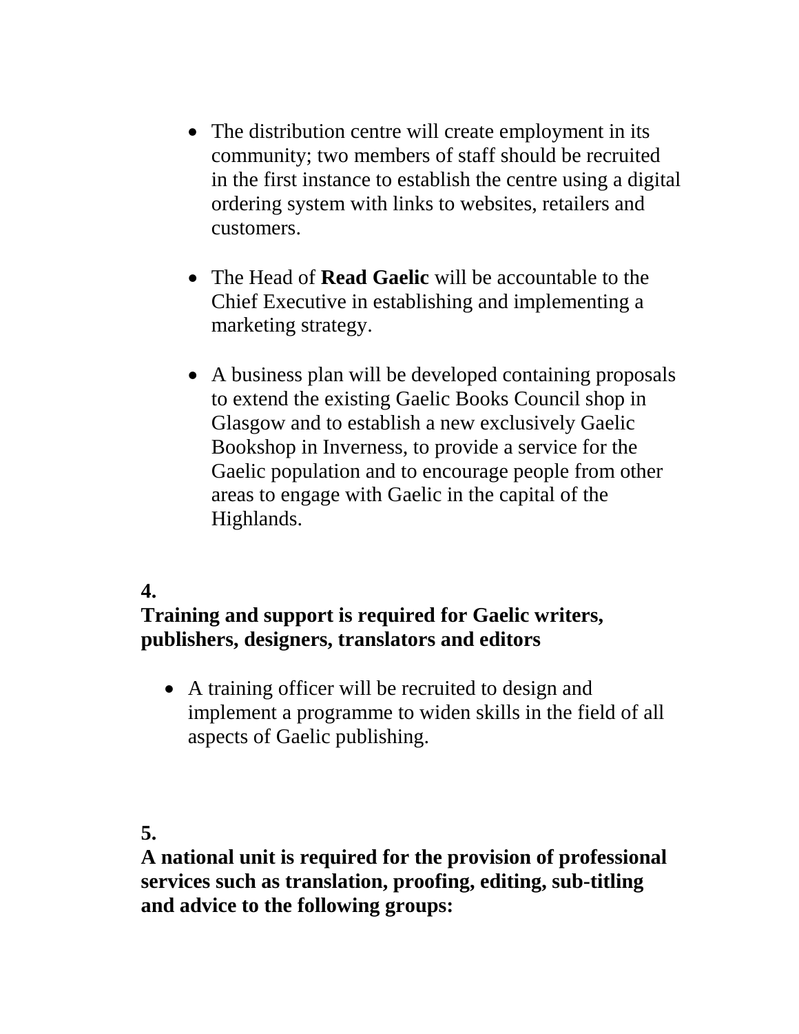- The distribution centre will create employment in its community; two members of staff should be recruited in the first instance to establish the centre using a digital ordering system with links to websites, retailers and customers.

- The Head of **Read Gaelic** will be accountable to the Chief Executive in establishing and implementing a marketing strategy.

- A business plan will be developed containing proposals to extend the existing Gaelic Books Council shop in Glasgow and to establish a new exclusively Gaelic Bookshop in Inverness, to provide a service for the Gaelic population and to encourage people from other areas to engage with Gaelic in the capital of the Highlands.

**4.**
**Training and support is required for Gaelic writers, publishers, designers, translators and editors**

- A training officer will be recruited to design and implement a programme to widen skills in the field of all aspects of Gaelic publishing.

**5.**
**A national unit is required for the provision of professional services such as translation, proofing, editing, sub-titling and advice to the following groups:**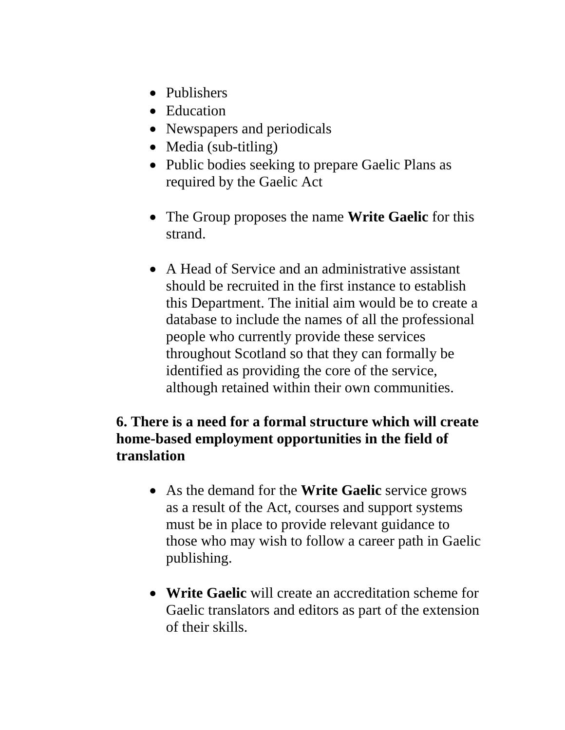- Publishers
- Education
- Newspapers and periodicals
- Media (sub-titling)
- Public bodies seeking to prepare Gaelic Plans as required by the Gaelic Act

- The Group proposes the name **Write Gaelic** for this strand.

- A Head of Service and an administrative assistant should be recruited in the first instance to establish this Department. The initial aim would be to create a database to include the names of all the professional people who currently provide these services throughout Scotland so that they can formally be identified as providing the core of the service, although retained within their own communities.

**6. There is a need for a formal structure which will create home-based employment opportunities in the field of translation**

- As the demand for the **Write Gaelic** service grows as a result of the Act, courses and support systems must be in place to provide relevant guidance to those who may wish to follow a career path in Gaelic publishing.

- **Write Gaelic** will create an accreditation scheme for Gaelic translators and editors as part of the extension of their skills.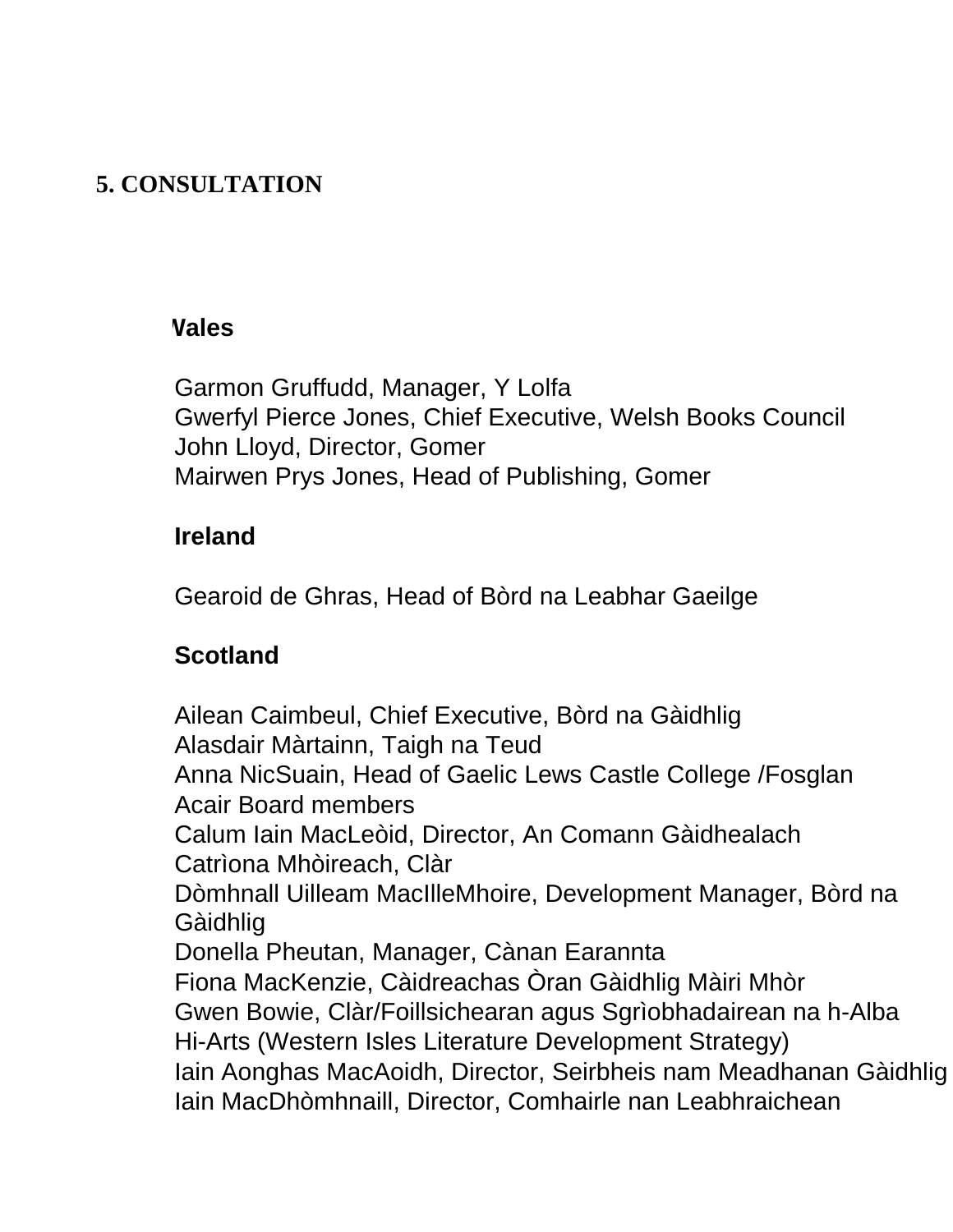## 5. CONSULTATION

### Wales

Garmon Gruffudd, Manager, Y Lolfa
Gwerfyl Pierce Jones, Chief Executive, Welsh Books Council
John Lloyd, Director, Gomer
Mairwen Prys Jones, Head of Publishing, Gomer

### Ireland

Gearoid de Ghras, Head of Bòrd na Leabhar Gaeilge

### Scotland

Ailean Caimbeul, Chief Executive, Bòrd na Gàidhlig
Alasdair Màrtainn, Taigh na Teud
Anna NicSuain, Head of Gaelic Lews Castle College /Fosglan
Acair Board members
Calum Iain MacLeòid, Director, An Comann Gàidhealach
Catrìona Mhòireach, Clàr
Dòmhnall Uilleam MacIlleMhoire, Development Manager, Bòrd na Gàidhlig
Donella Pheutan, Manager, Cànan Earannta
Fiona MacKenzie, Càidreachas Òran Gàidhlig Màiri Mhòr
Gwen Bowie, Clàr/Foillsichearan agus Sgrìobhadairean na h-Alba
Hi-Arts (Western Isles Literature Development Strategy)
Iain Aonghas MacAoidh, Director, Seirbheis nam Meadhanan Gàidhlig
Iain MacDhòmhnaill, Director, Comhairle nan Leabhraichean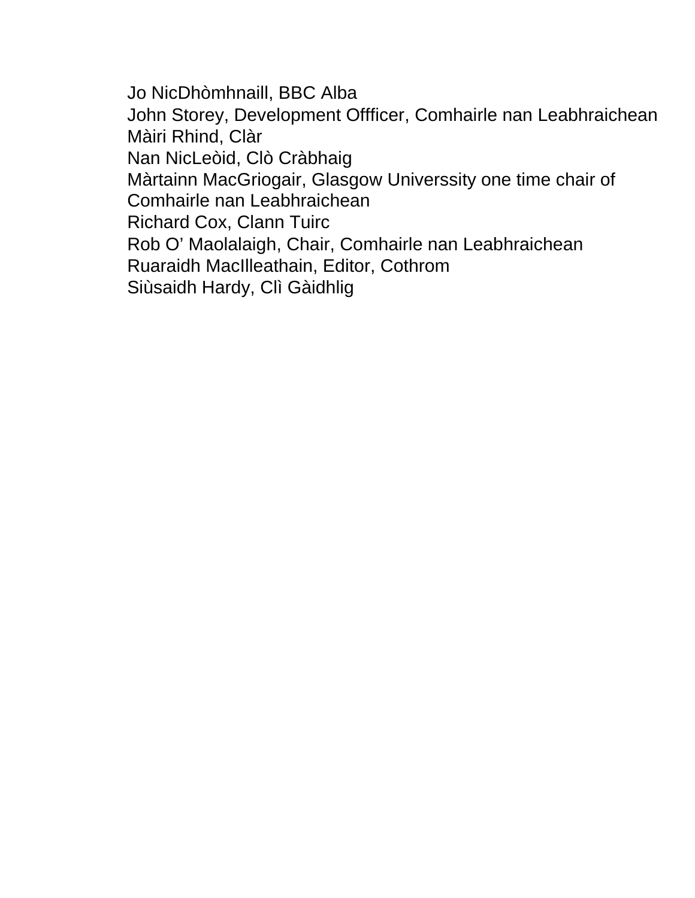Jo NicDhòmhnaill, BBC Alba
John Storey, Development Offficer, Comhairle nan Leabhraichean
Màiri Rhind, Clàr
Nan NicLeòid, Clò Cràbhaig
Màrtainn MacGriogair, Glasgow Universsity one time chair of Comhairle nan Leabhraichean
Richard Cox, Clann Tuirc
Rob O' Maolalaigh, Chair, Comhairle nan Leabhraichean
Ruaraidh MacIlleathain, Editor, Cothrom
Siùsaidh Hardy, Clì Gàidhlig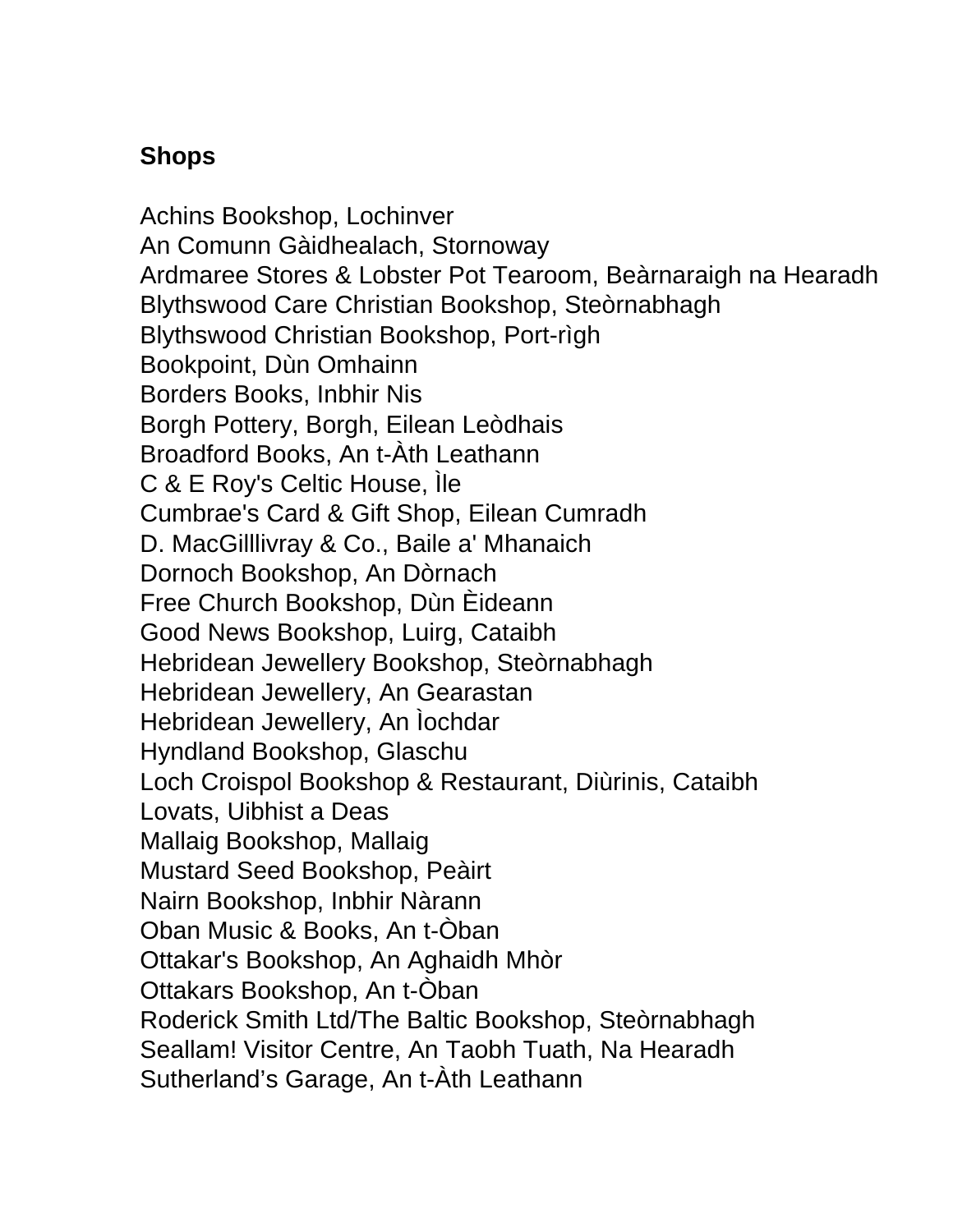**Shops**

Achins Bookshop, Lochinver
An Comunn Gàidhealach, Stornoway
Ardmaree Stores & Lobster Pot Tearoom, Beàrnaraigh na Hearadh
Blythswood Care Christian Bookshop, Steòrnabhagh
Blythswood Christian Bookshop, Port-rìgh
Bookpoint, Dùn Omhainn
Borders Books, Inbhir Nis
Borgh Pottery, Borgh, Eilean Leòdhais
Broadford Books, An t-Àth Leathann
C & E Roy's Celtic House, Ìle
Cumbrae's Card & Gift Shop, Eilean Cumradh
D. MacGilllivray & Co., Baile a' Mhanaich
Dornoch Bookshop, An Dòrnach
Free Church Bookshop, Dùn Èideann
Good News Bookshop, Luirg, Cataibh
Hebridean Jewellery Bookshop, Steòrnabhagh
Hebridean Jewellery, An Gearastan
Hebridean Jewellery, An Ìochdar
Hyndland Bookshop, Glaschu
Loch Croispol Bookshop & Restaurant, Diùrinis, Cataibh
Lovats, Uibhist a Deas
Mallaig Bookshop, Mallaig
Mustard Seed Bookshop, Peàirt
Nairn Bookshop, Inbhir Nàrann
Oban Music & Books, An t-Òban
Ottakar's Bookshop, An Aghaidh Mhòr
Ottakars Bookshop, An t-Òban
Roderick Smith Ltd/The Baltic Bookshop, Steòrnabhagh
Seallam! Visitor Centre, An Taobh Tuath, Na Hearadh
Sutherland's Garage, An t-Àth Leathann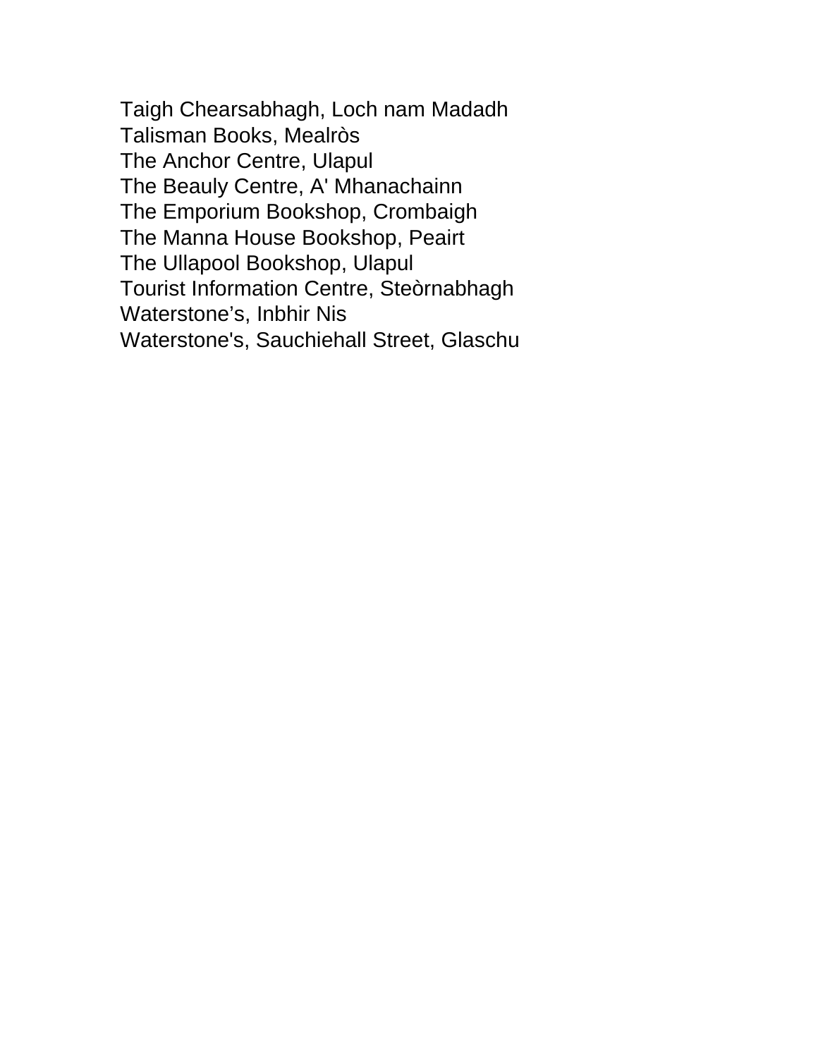Taigh Chearsabhagh, Loch nam Madadh
Talisman Books, Mealròs
The Anchor Centre, Ulapul
The Beauly Centre, A' Mhanachainn
The Emporium Bookshop, Crombaigh
The Manna House Bookshop, Peairt
The Ullapool Bookshop, Ulapul
Tourist Information Centre, Steòrnabhagh
Waterstone's, Inbhir Nis
Waterstone's, Sauchiehall Street, Glaschu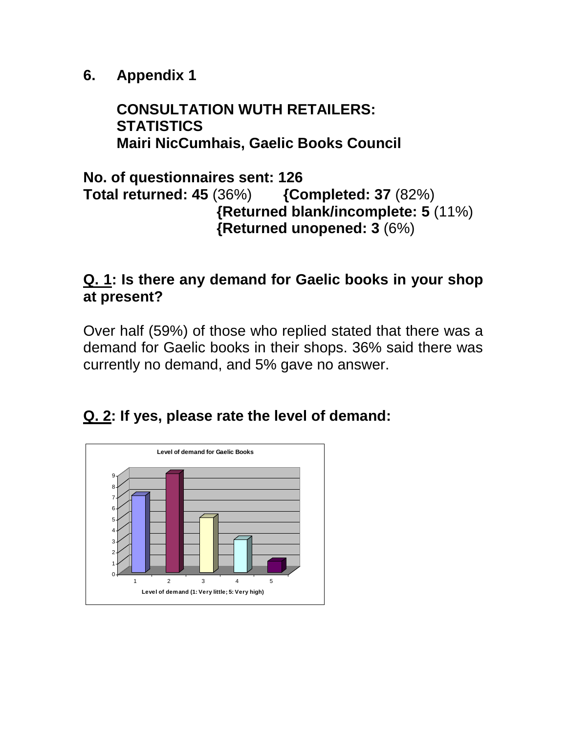# 6. Appendix 1

## CONSULTATION WUTH RETAILERS: STATISTICS
## Mairi NicCumhais, Gaelic Books Council

**No. of questionnaires sent: 126**
**Total returned: 45** (36%) **{Completed: 37** (82%)
**{Returned blank/incomplete: 5** (11%)
**{Returned unopened: 3** (6%)

### Q. 1: Is there any demand for Gaelic books in your shop at present?

Over half (59%) of those who replied stated that there was a demand for Gaelic books in their shops. 36% said there was currently no demand, and 5% gave no answer.

### Q. 2: If yes, please rate the level of demand:

**Level of demand for Gaelic Books**

| Level of demand (1: Very little; 5: Very high) | Count |
| --- | --- |
| 1 | 7 |
| 2 | 9 |
| 3 | 5 |
| 4 | 3 |
| 5 | 1 |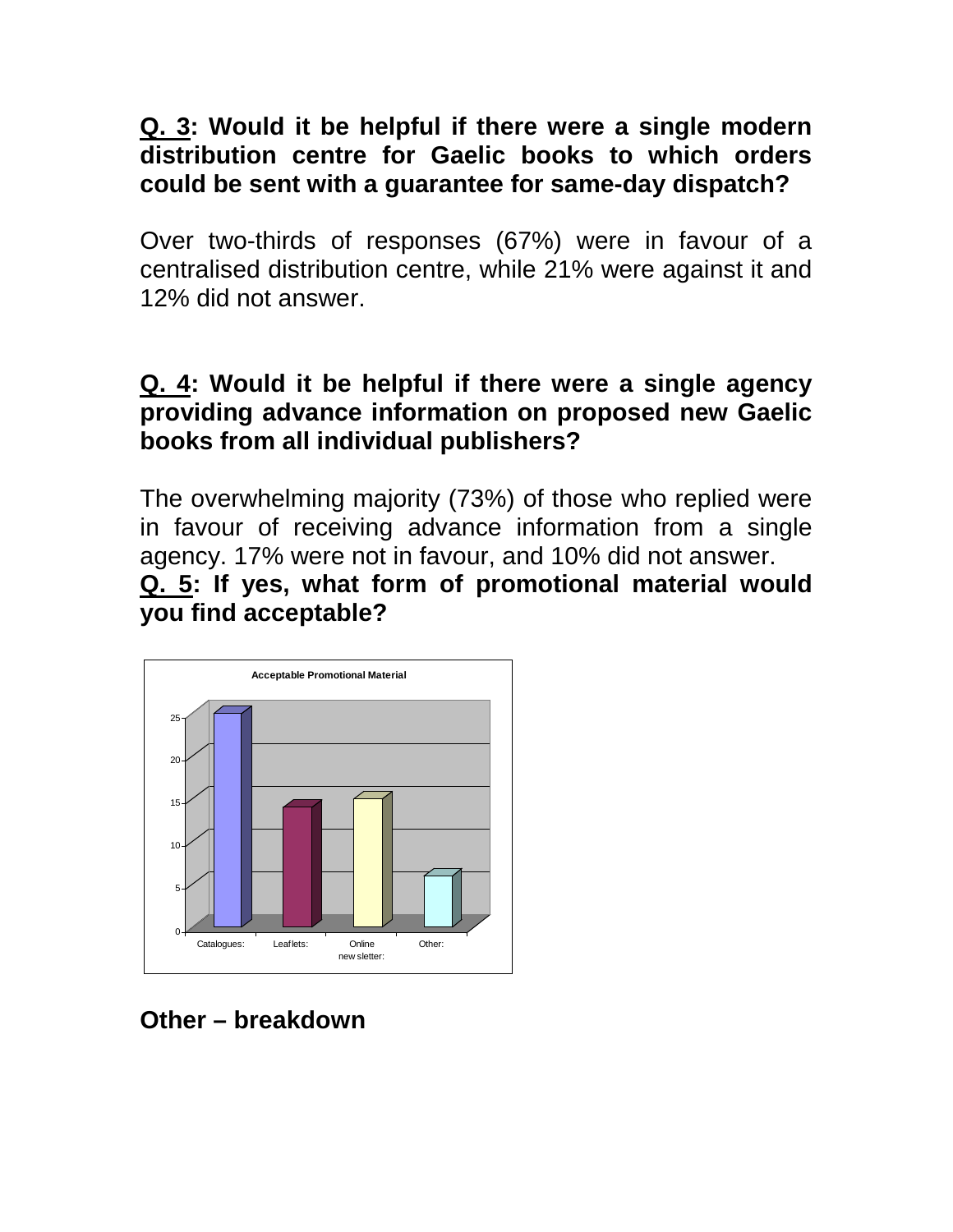**Q. 3: Would it be helpful if there were a single modern distribution centre for Gaelic books to which orders could be sent with a guarantee for same-day dispatch?**

Over two-thirds of responses (67%) were in favour of a centralised distribution centre, while 21% were against it and 12% did not answer.

**Q. 4: Would it be helpful if there were a single agency providing advance information on proposed new Gaelic books from all individual publishers?**

The overwhelming majority (73%) of those who replied were in favour of receiving advance information from a single agency. 17% were not in favour, and 10% did not answer.

**Q. 5: If yes, what form of promotional material would you find acceptable?**

**Acceptable Promotional Material**

| Catalogues: | Leaflets: | Online newsletter: | Other: |
|---|---|---|---|
| 25 | 14 | 15 | 6 |

**Other – breakdown**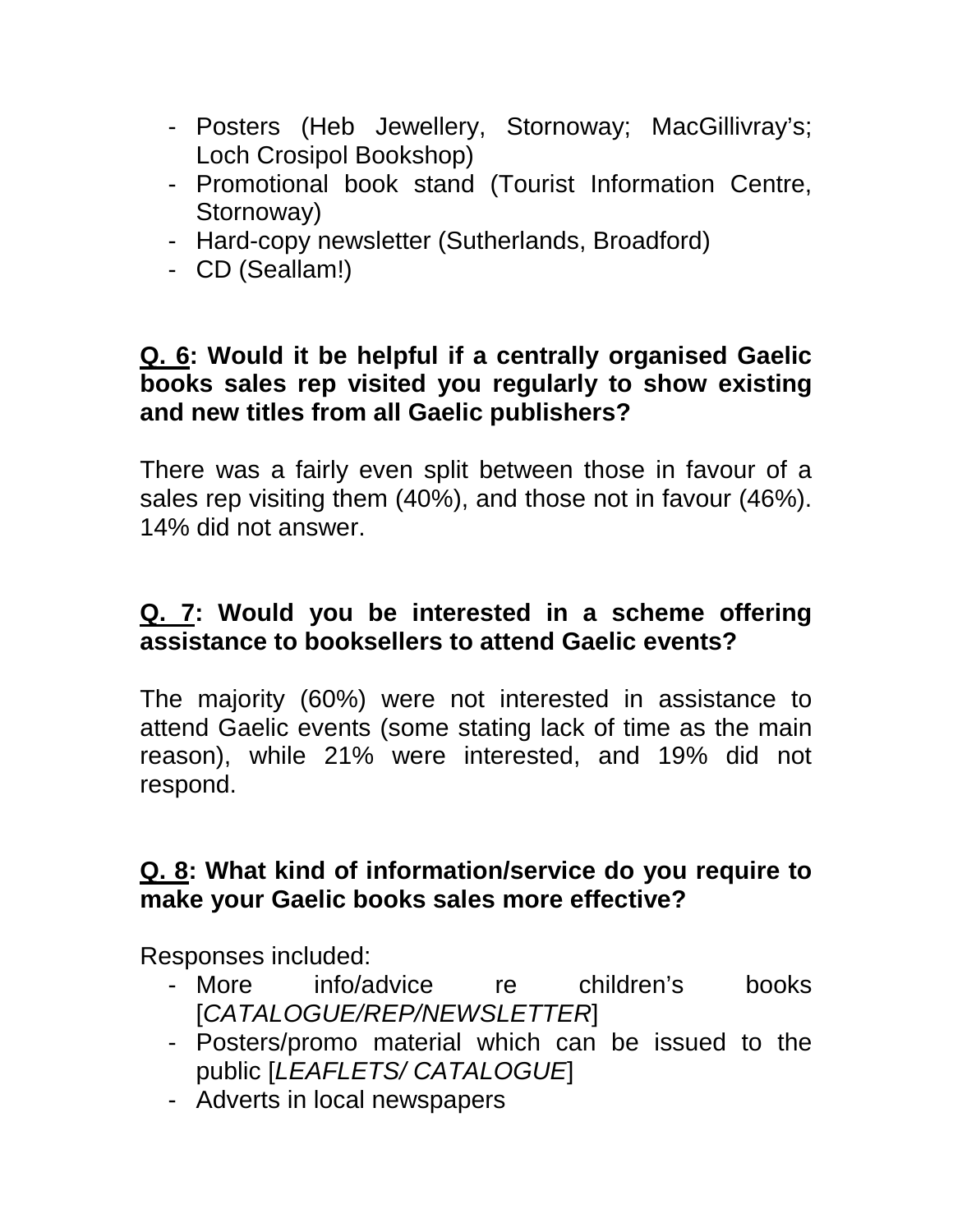- Posters (Heb Jewellery, Stornoway; MacGillivray's; Loch Crosipol Bookshop)
- Promotional book stand (Tourist Information Centre, Stornoway)
- Hard-copy newsletter (Sutherlands, Broadford)
- CD (Seallam!)

**Q. 6: Would it be helpful if a centrally organised Gaelic books sales rep visited you regularly to show existing and new titles from all Gaelic publishers?**

There was a fairly even split between those in favour of a sales rep visiting them (40%), and those not in favour (46%). 14% did not answer.

**Q. 7: Would you be interested in a scheme offering assistance to booksellers to attend Gaelic events?**

The majority (60%) were not interested in assistance to attend Gaelic events (some stating lack of time as the main reason), while 21% were interested, and 19% did not respond.

**Q. 8: What kind of information/service do you require to make your Gaelic books sales more effective?**

Responses included:

- More info/advice re children's books [*CATALOGUE/REP/NEWSLETTER*]
- Posters/promo material which can be issued to the public [*LEAFLETS/ CATALOGUE*]
- Adverts in local newspapers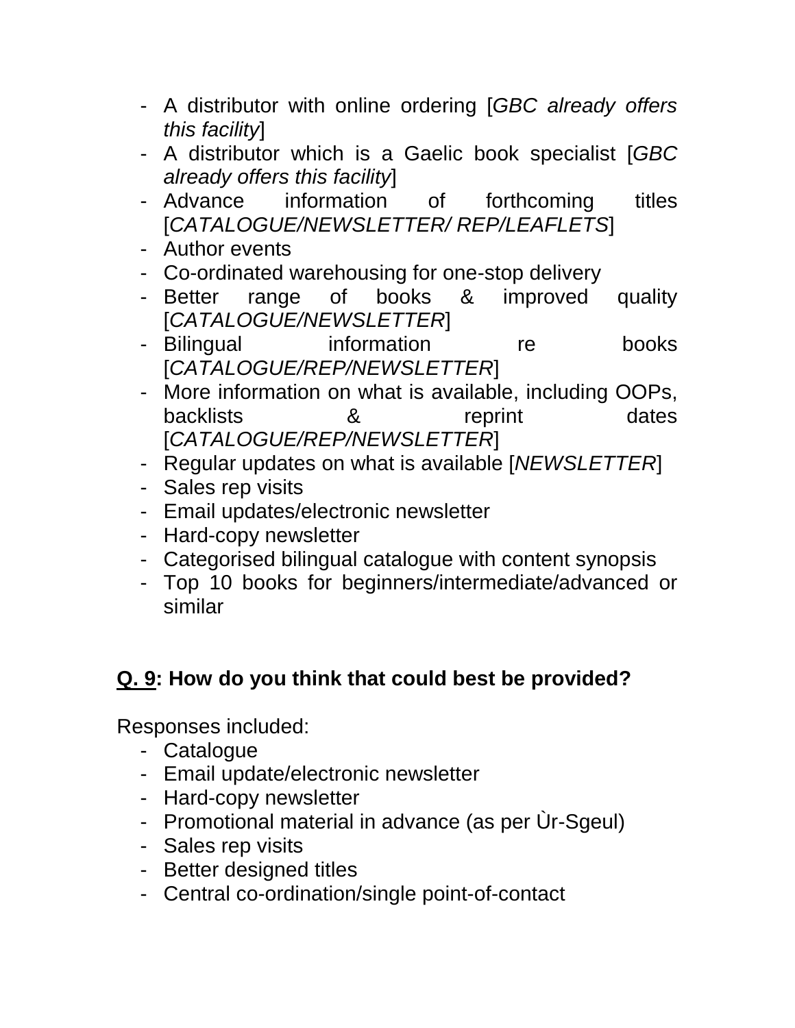- A distributor with online ordering [*GBC already offers this facility*]
- A distributor which is a Gaelic book specialist [*GBC already offers this facility*]
- Advance information of forthcoming titles [*CATALOGUE/NEWSLETTER/ REP/LEAFLETS*]
- Author events
- Co-ordinated warehousing for one-stop delivery
- Better range of books & improved quality [*CATALOGUE/NEWSLETTER*]
- Bilingual information re books [*CATALOGUE/REP/NEWSLETTER*]
- More information on what is available, including OOPs, backlists & reprint dates [*CATALOGUE/REP/NEWSLETTER*]
- Regular updates on what is available [*NEWSLETTER*]
- Sales rep visits
- Email updates/electronic newsletter
- Hard-copy newsletter
- Categorised bilingual catalogue with content synopsis
- Top 10 books for beginners/intermediate/advanced or similar

**<u>Q. 9</u>: How do you think that could best be provided?**

Responses included:

- Catalogue
- Email update/electronic newsletter
- Hard-copy newsletter
- Promotional material in advance (as per Ùr-Sgeul)
- Sales rep visits
- Better designed titles
- Central co-ordination/single point-of-contact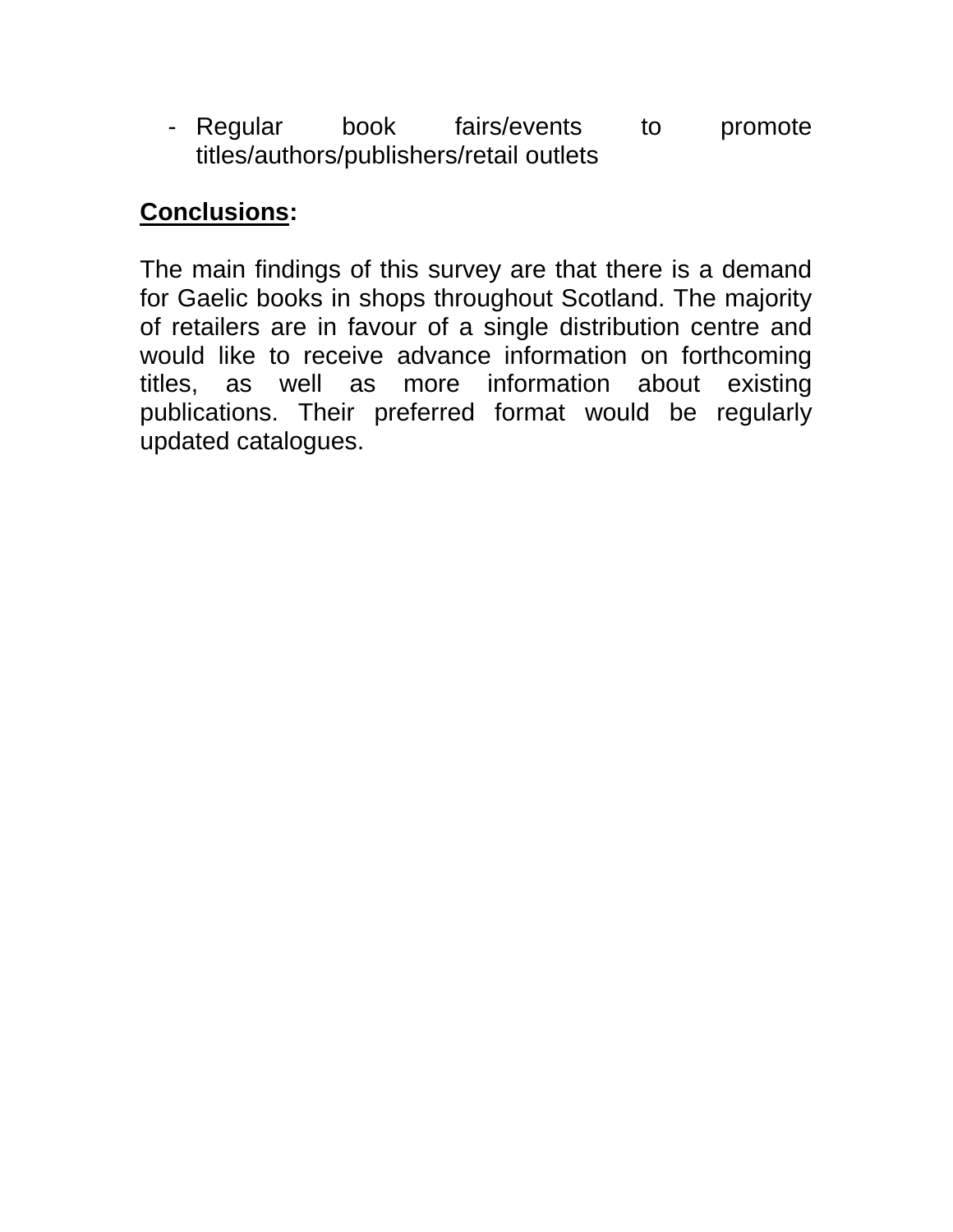- Regular book fairs/events to promote titles/authors/publishers/retail outlets

**Conclusions:**

The main findings of this survey are that there is a demand for Gaelic books in shops throughout Scotland. The majority of retailers are in favour of a single distribution centre and would like to receive advance information on forthcoming titles, as well as more information about existing publications. Their preferred format would be regularly updated catalogues.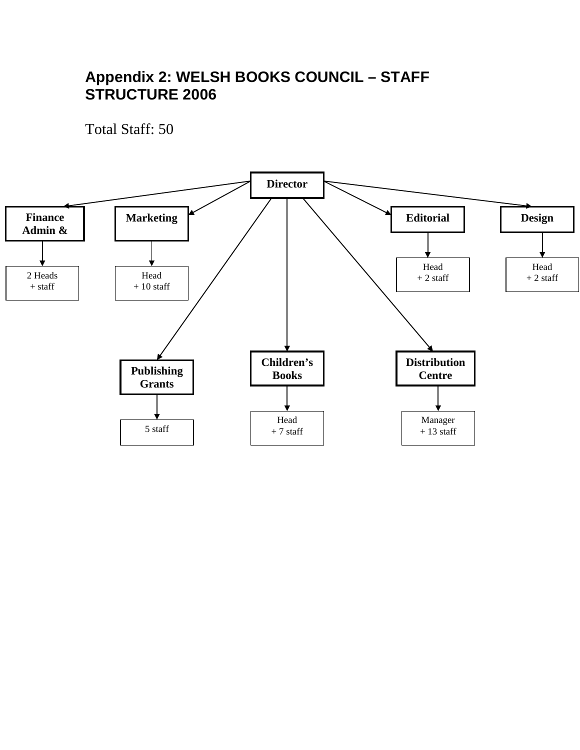## Appendix 2: WELSH BOOKS COUNCIL – STAFF STRUCTURE 2006

Total Staff: 50

Director

Finance Admin &

2 Heads + staff

Marketing

Head + 10 staff

Editorial

Head + 2 staff

Design

Head + 2 staff

Publishing Grants

5 staff

Children's Books

Head + 7 staff

Distribution Centre

Manager + 13 staff